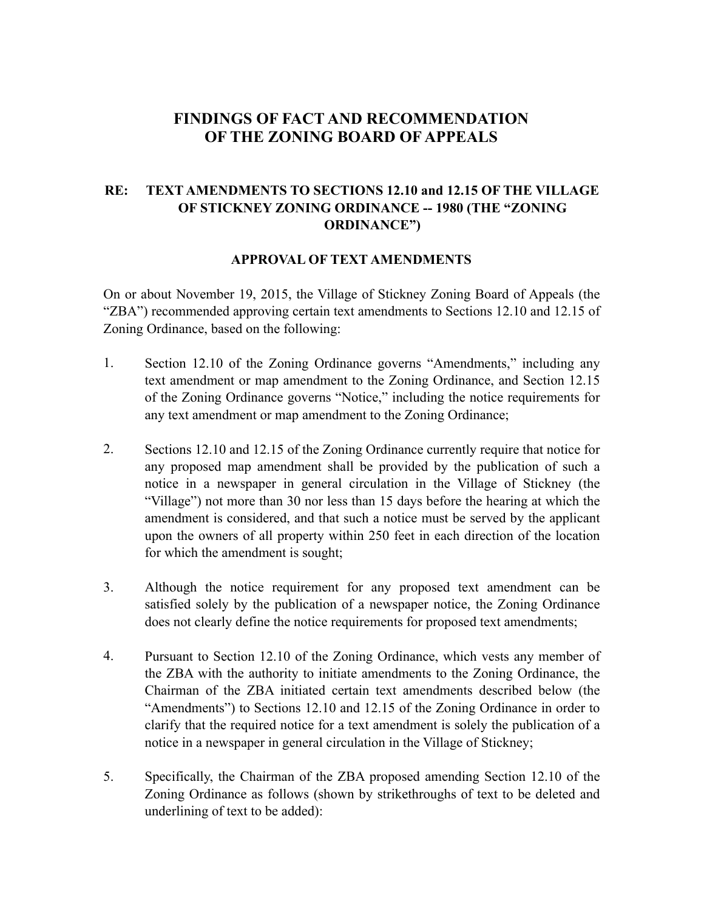# FINDINGS OF FACT AND RECOMMENDATION OF THE ZONING BOARD OF APPEALS

## RE: TEXT AMENDMENTS TO SECTIONS 12.10 and 12.15 OF THE VILLAGE OF STICKNEY ZONING ORDINANCE -- 1980 (THE "ZONING ORDINANCE")

### APPROVAL OF TEXT AMENDMENTS

On or about November 19, 2015, the Village of Stickney Zoning Board of Appeals (the "ZBA") recommended approving certain text amendments to Sections 12.10 and 12.15 of Zoning Ordinance, based on the following:

1. Section 12.10 of the Zoning Ordinance governs "Amendments," including any text amendment or map amendment to the Zoning Ordinance, and Section 12.15 of the Zoning Ordinance governs "Notice," including the notice requirements for any text amendment or map amendment to the Zoning Ordinance;

2. Sections 12.10 and 12.15 of the Zoning Ordinance currently require that notice for any proposed map amendment shall be provided by the publication of such a notice in a newspaper in general circulation in the Village of Stickney (the "Village") not more than 30 nor less than 15 days before the hearing at which the amendment is considered, and that such a notice must be served by the applicant upon the owners of all property within 250 feet in each direction of the location for which the amendment is sought;

3. Although the notice requirement for any proposed text amendment can be satisfied solely by the publication of a newspaper notice, the Zoning Ordinance does not clearly define the notice requirements for proposed text amendments;

4. Pursuant to Section 12.10 of the Zoning Ordinance, which vests any member of the ZBA with the authority to initiate amendments to the Zoning Ordinance, the Chairman of the ZBA initiated certain text amendments described below (the "Amendments") to Sections 12.10 and 12.15 of the Zoning Ordinance in order to clarify that the required notice for a text amendment is solely the publication of a notice in a newspaper in general circulation in the Village of Stickney;

5. Specifically, the Chairman of the ZBA proposed amending Section 12.10 of the Zoning Ordinance as follows (shown by strikethroughs of text to be deleted and underlining of text to be added):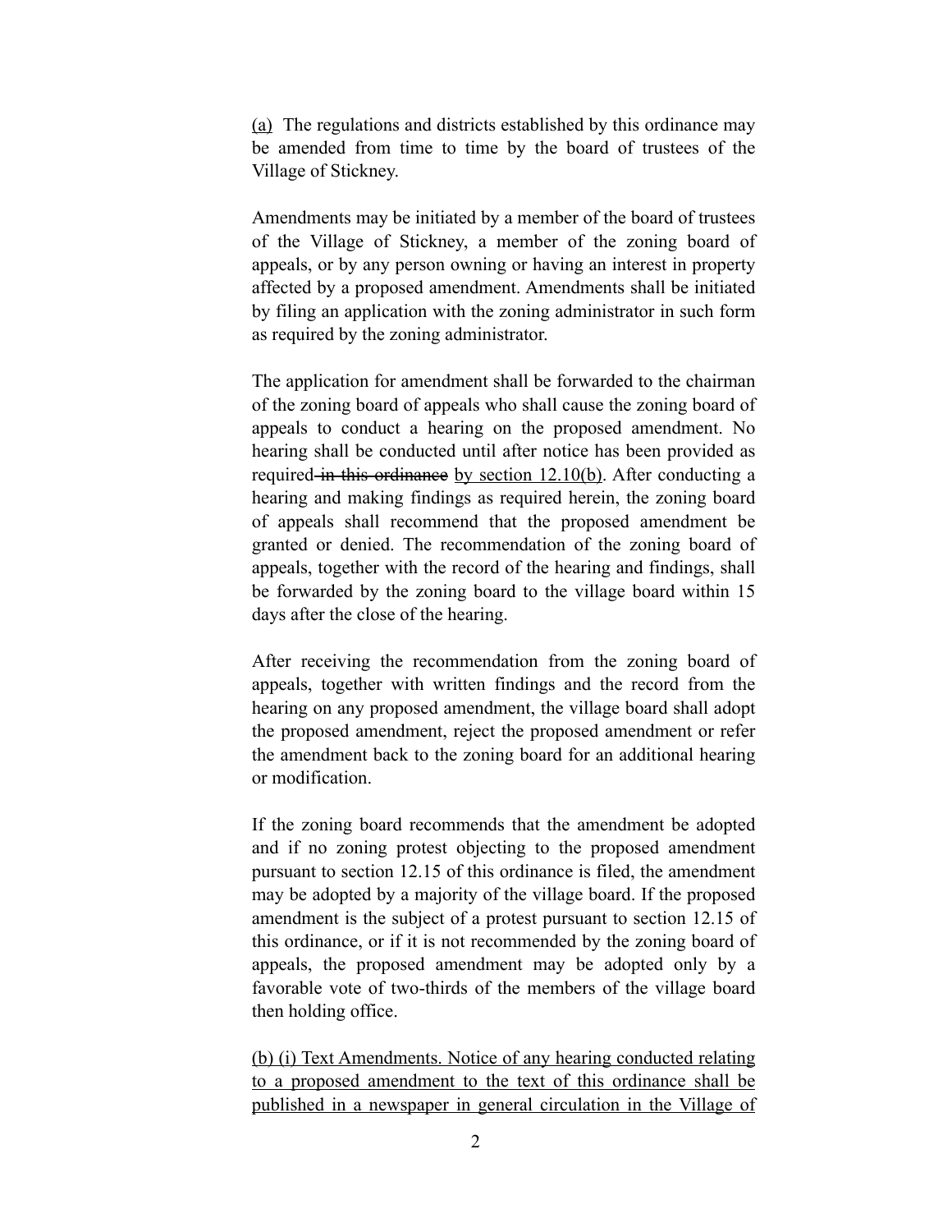<u>(a)</u> The regulations and districts established by this ordinance may be amended from time to time by the board of trustees of the Village of Stickney.

Amendments may be initiated by a member of the board of trustees of the Village of Stickney, a member of the zoning board of appeals, or by any person owning or having an interest in property affected by a proposed amendment. Amendments shall be initiated by filing an application with the zoning administrator in such form as required by the zoning administrator.

The application for amendment shall be forwarded to the chairman of the zoning board of appeals who shall cause the zoning board of appeals to conduct a hearing on the proposed amendment. No hearing shall be conducted until after notice has been provided as required ~~in this ordinance~~ <u>by section 12.10(b)</u>. After conducting a hearing and making findings as required herein, the zoning board of appeals shall recommend that the proposed amendment be granted or denied. The recommendation of the zoning board of appeals, together with the record of the hearing and findings, shall be forwarded by the zoning board to the village board within 15 days after the close of the hearing.

After receiving the recommendation from the zoning board of appeals, together with written findings and the record from the hearing on any proposed amendment, the village board shall adopt the proposed amendment, reject the proposed amendment or refer the amendment back to the zoning board for an additional hearing or modification.

If the zoning board recommends that the amendment be adopted and if no zoning protest objecting to the proposed amendment pursuant to section 12.15 of this ordinance is filed, the amendment may be adopted by a majority of the village board. If the proposed amendment is the subject of a protest pursuant to section 12.15 of this ordinance, or if it is not recommended by the zoning board of appeals, the proposed amendment may be adopted only by a favorable vote of two-thirds of the members of the village board then holding office.

<u>(b) (i) Text Amendments. Notice of any hearing conducted relating to a proposed amendment to the text of this ordinance shall be published in a newspaper in general circulation in the Village of</u>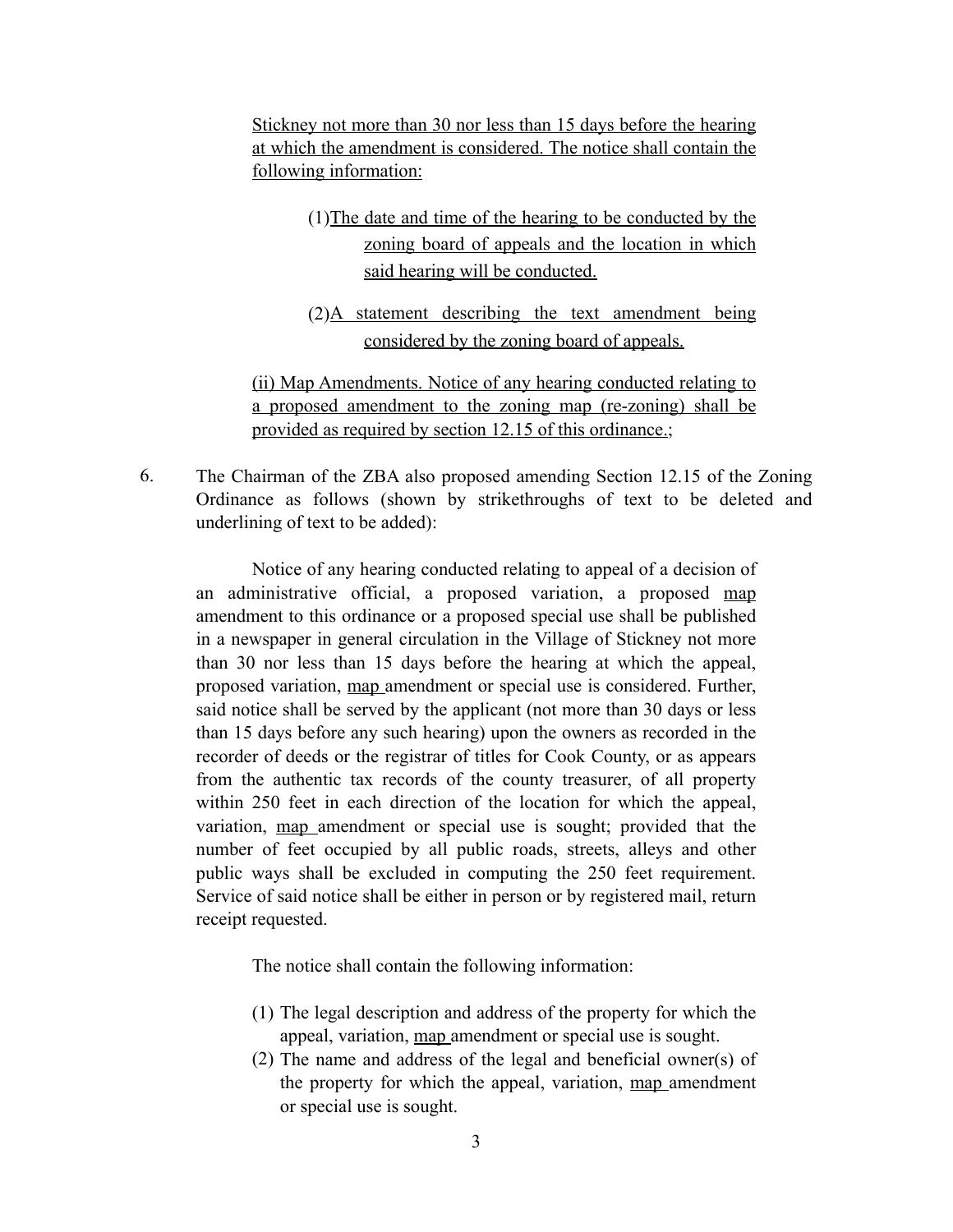<u>Stickney not more than 30 nor less than 15 days before the hearing at which the amendment is considered. The notice shall contain the following information:</u>

(1)<u>The date and time of the hearing to be conducted by the zoning board of appeals and the location in which said hearing will be conducted.</u>

(2)<u>A statement describing the text amendment being considered by the zoning board of appeals.</u>

<u>(ii) Map Amendments. Notice of any hearing conducted relating to a proposed amendment to the zoning map (re-zoning) shall be provided as required by section 12.15 of this ordinance.</u>;

6. The Chairman of the ZBA also proposed amending Section 12.15 of the Zoning Ordinance as follows (shown by strikethroughs of text to be deleted and underlining of text to be added):

Notice of any hearing conducted relating to appeal of a decision of an administrative official, a proposed variation, a proposed <u>map</u> amendment to this ordinance or a proposed special use shall be published in a newspaper in general circulation in the Village of Stickney not more than 30 nor less than 15 days before the hearing at which the appeal, proposed variation, <u>map</u> amendment or special use is considered. Further, said notice shall be served by the applicant (not more than 30 days or less than 15 days before any such hearing) upon the owners as recorded in the recorder of deeds or the registrar of titles for Cook County, or as appears from the authentic tax records of the county treasurer, of all property within 250 feet in each direction of the location for which the appeal, variation, <u>map</u> amendment or special use is sought; provided that the number of feet occupied by all public roads, streets, alleys and other public ways shall be excluded in computing the 250 feet requirement. Service of said notice shall be either in person or by registered mail, return receipt requested.

The notice shall contain the following information:

(1) The legal description and address of the property for which the appeal, variation, <u>map</u> amendment or special use is sought.
(2) The name and address of the legal and beneficial owner(s) of the property for which the appeal, variation, <u>map</u> amendment or special use is sought.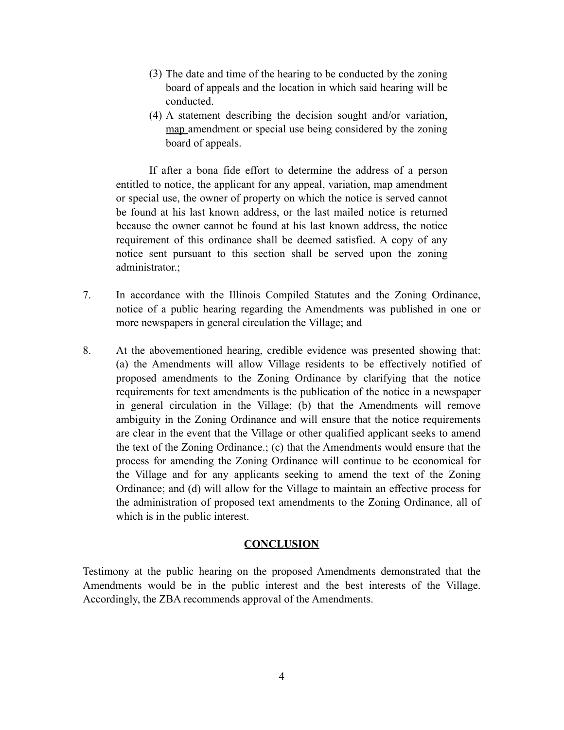(3) The date and time of the hearing to be conducted by the zoning board of appeals and the location in which said hearing will be conducted.

(4) A statement describing the decision sought and/or variation, <u>map </u>amendment or special use being considered by the zoning board of appeals.

If after a bona fide effort to determine the address of a person entitled to notice, the applicant for any appeal, variation, <u>map </u>amendment or special use, the owner of property on which the notice is served cannot be found at his last known address, or the last mailed notice is returned because the owner cannot be found at his last known address, the notice requirement of this ordinance shall be deemed satisfied. A copy of any notice sent pursuant to this section shall be served upon the zoning administrator.;

7. In accordance with the Illinois Compiled Statutes and the Zoning Ordinance, notice of a public hearing regarding the Amendments was published in one or more newspapers in general circulation the Village; and

8. At the abovementioned hearing, credible evidence was presented showing that: (a) the Amendments will allow Village residents to be effectively notified of proposed amendments to the Zoning Ordinance by clarifying that the notice requirements for text amendments is the publication of the notice in a newspaper in general circulation in the Village; (b) that the Amendments will remove ambiguity in the Zoning Ordinance and will ensure that the notice requirements are clear in the event that the Village or other qualified applicant seeks to amend the text of the Zoning Ordinance.; (c) that the Amendments would ensure that the process for amending the Zoning Ordinance will continue to be economical for the Village and for any applicants seeking to amend the text of the Zoning Ordinance; and (d) will allow for the Village to maintain an effective process for the administration of proposed text amendments to the Zoning Ordinance, all of which is in the public interest.

## **<u>CONCLUSION</u>**

Testimony at the public hearing on the proposed Amendments demonstrated that the Amendments would be in the public interest and the best interests of the Village. Accordingly, the ZBA recommends approval of the Amendments.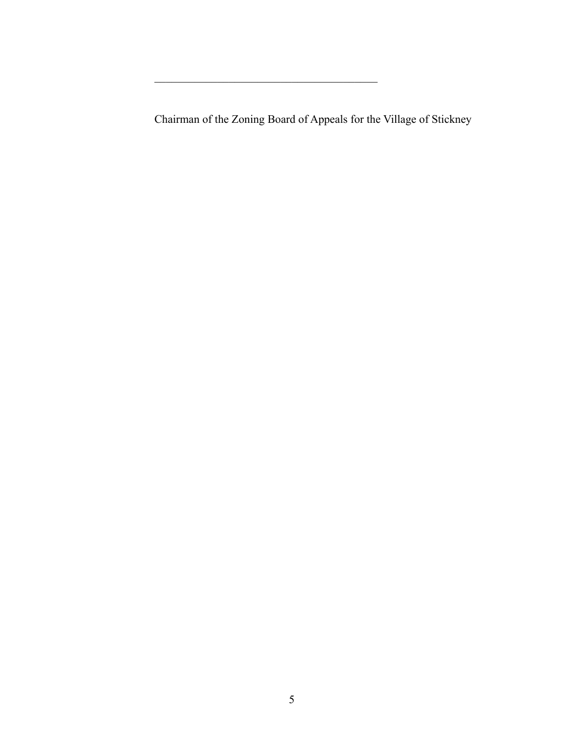\_\_\_\_\_\_\_\_\_\_\_\_\_\_\_\_\_\_\_\_\_\_\_\_\_\_\_\_\_\_\_\_\_\_\_\_\_\_\_\_

Chairman of the Zoning Board of Appeals for the Village of Stickney